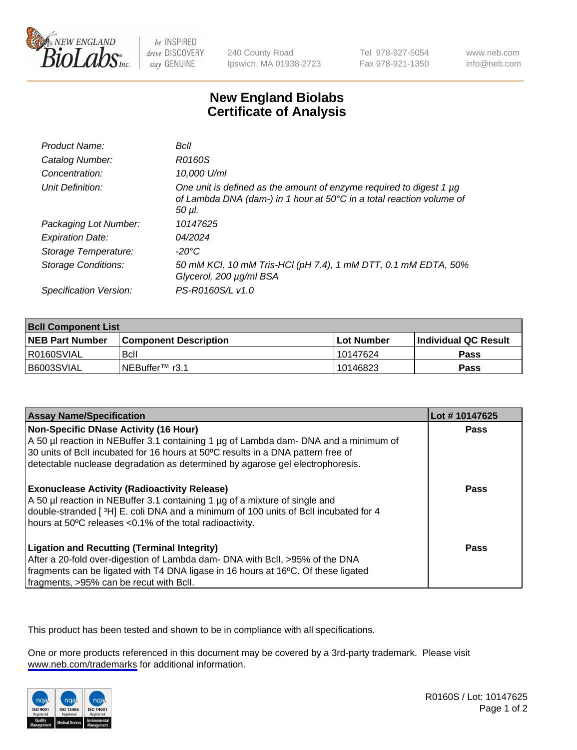# New England Biolabs Certificate of Analysis

| | |
|---|---|
| *Product Name:* | *BclI* |
| *Catalog Number:* | *R0160S* |
| *Concentration:* | *10,000 U/ml* |
| *Unit Definition:* | *One unit is defined as the amount of enzyme required to digest 1 µg of Lambda DNA (dam-) in 1 hour at 50°C in a total reaction volume of 50 µl.* |
| *Packaging Lot Number:* | *10147625* |
| *Expiration Date:* | *04/2024* |
| *Storage Temperature:* | *-20°C* |
| *Storage Conditions:* | *50 mM KCl, 10 mM Tris-HCl (pH 7.4), 1 mM DTT, 0.1 mM EDTA, 50% Glycerol, 200 µg/ml BSA* |
| *Specification Version:* | *PS-R0160S/L v1.0* |

| **BclI Component List** | | | |
|---|---|---|---|
| **NEB Part Number** | **Component Description** | **Lot Number** | **Individual QC Result** |
| R0160SVIAL | BclI | 10147624 | **Pass** |
| B6003SVIAL | NEBuffer™ r3.1 | 10146823 | **Pass** |

| **Assay Name/Specification** | **Lot # 10147625** |
|---|---|
| **Non-Specific DNase Activity (16 Hour)**<br>A 50 µl reaction in NEBuffer 3.1 containing 1 µg of Lambda dam- DNA and a minimum of 30 units of BclI incubated for 16 hours at 50ºC results in a DNA pattern free of detectable nuclease degradation as determined by agarose gel electrophoresis. | **Pass** |
| **Exonuclease Activity (Radioactivity Release)**<br>A 50 µl reaction in NEBuffer 3.1 containing 1 µg of a mixture of single and double-stranded [ $^3$H] E. coli DNA and a minimum of 100 units of BclI incubated for 4 hours at 50ºC releases <0.1% of the total radioactivity. | **Pass** |
| **Ligation and Recutting (Terminal Integrity)**<br>After a 20-fold over-digestion of Lambda dam- DNA with BclI, >95% of the DNA fragments can be ligated with T4 DNA ligase in 16 hours at 16ºC. Of these ligated fragments, >95% can be recut with BclI. | **Pass** |

This product has been tested and shown to be in compliance with all specifications.

One or more products referenced in this document may be covered by a 3rd-party trademark. Please visit www.neb.com/trademarks for additional information.

R0160S / Lot: 10147625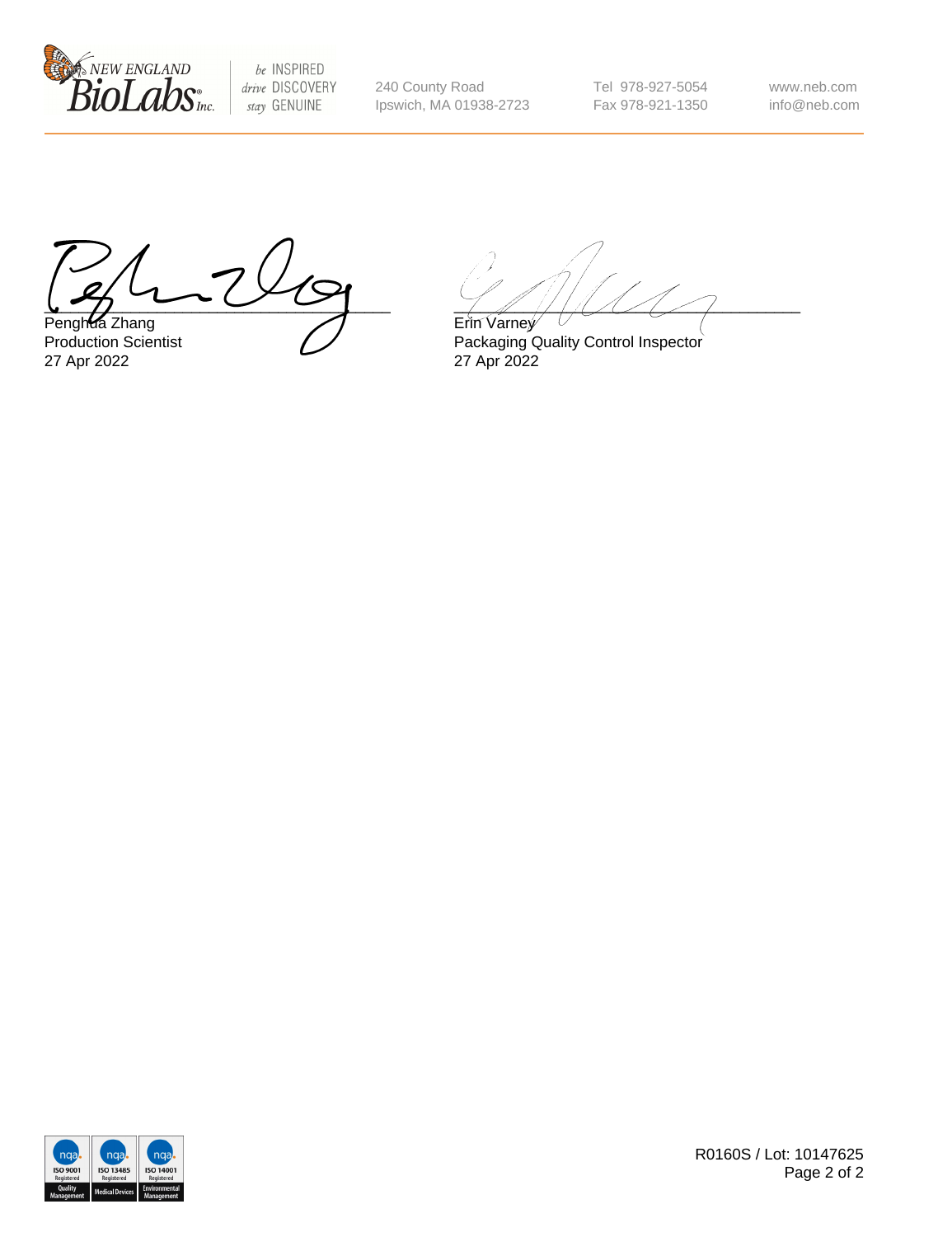Penghua Zhang
Production Scientist
27 Apr 2022

Erin Varney
Packaging Quality Control Inspector
27 Apr 2022

R0160S / Lot: 10147625